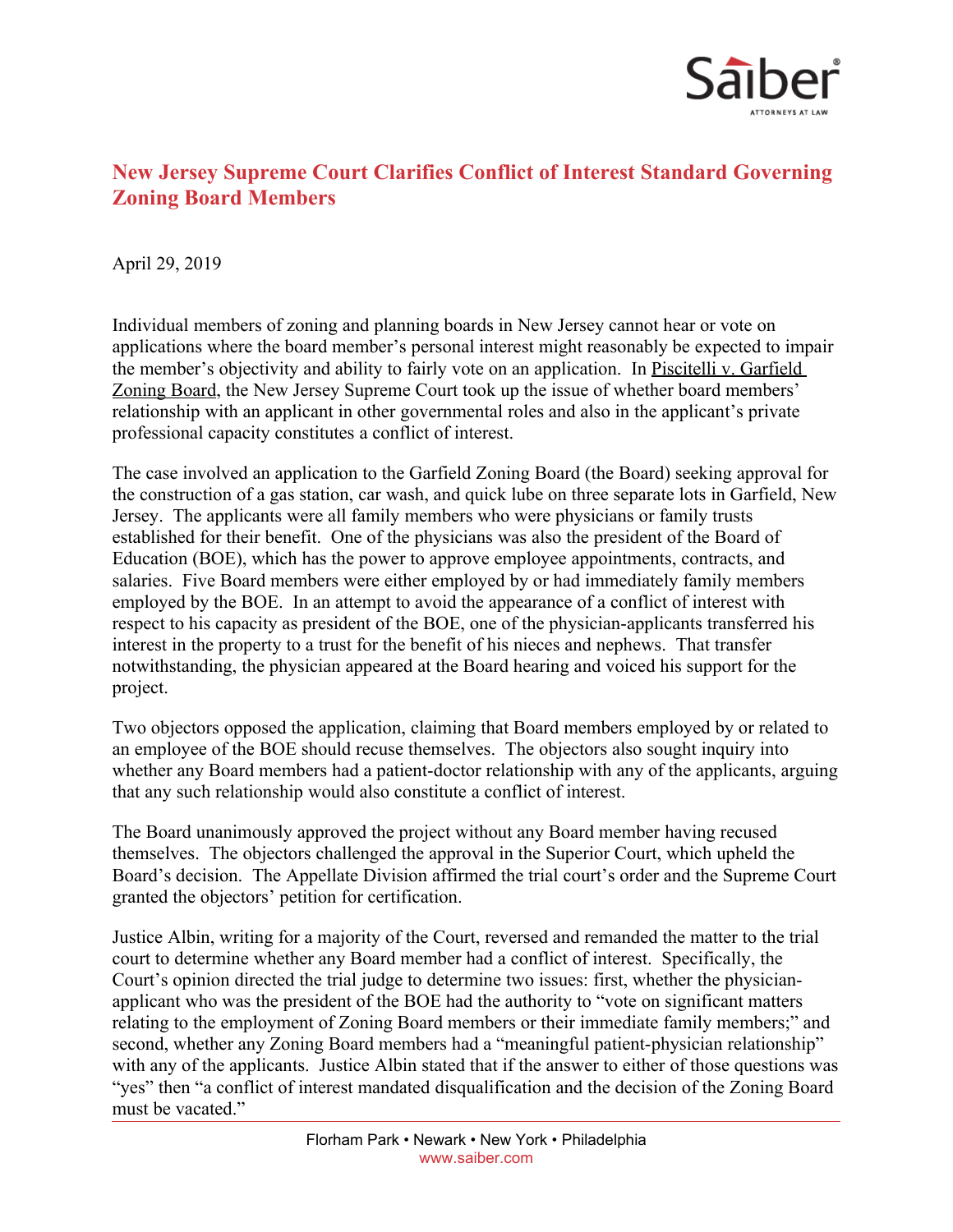# New Jersey Supreme Court Clarifies Conflict of Interest Standard Governing Zoning Board Members

April 29, 2019

Individual members of zoning and planning boards in New Jersey cannot hear or vote on applications where the board member's personal interest might reasonably be expected to impair the member's objectivity and ability to fairly vote on an application. In Piscitelli v. Garfield Zoning Board, the New Jersey Supreme Court took up the issue of whether board members' relationship with an applicant in other governmental roles and also in the applicant's private professional capacity constitutes a conflict of interest.

The case involved an application to the Garfield Zoning Board (the Board) seeking approval for the construction of a gas station, car wash, and quick lube on three separate lots in Garfield, New Jersey. The applicants were all family members who were physicians or family trusts established for their benefit. One of the physicians was also the president of the Board of Education (BOE), which has the power to approve employee appointments, contracts, and salaries. Five Board members were either employed by or had immediately family members employed by the BOE. In an attempt to avoid the appearance of a conflict of interest with respect to his capacity as president of the BOE, one of the physician-applicants transferred his interest in the property to a trust for the benefit of his nieces and nephews. That transfer notwithstanding, the physician appeared at the Board hearing and voiced his support for the project.

Two objectors opposed the application, claiming that Board members employed by or related to an employee of the BOE should recuse themselves. The objectors also sought inquiry into whether any Board members had a patient-doctor relationship with any of the applicants, arguing that any such relationship would also constitute a conflict of interest.

The Board unanimously approved the project without any Board member having recused themselves. The objectors challenged the approval in the Superior Court, which upheld the Board's decision. The Appellate Division affirmed the trial court's order and the Supreme Court granted the objectors' petition for certification.

Justice Albin, writing for a majority of the Court, reversed and remanded the matter to the trial court to determine whether any Board member had a conflict of interest. Specifically, the Court's opinion directed the trial judge to determine two issues: first, whether the physician-applicant who was the president of the BOE had the authority to "vote on significant matters relating to the employment of Zoning Board members or their immediate family members;" and second, whether any Zoning Board members had a "meaningful patient-physician relationship" with any of the applicants. Justice Albin stated that if the answer to either of those questions was "yes" then "a conflict of interest mandated disqualification and the decision of the Zoning Board must be vacated."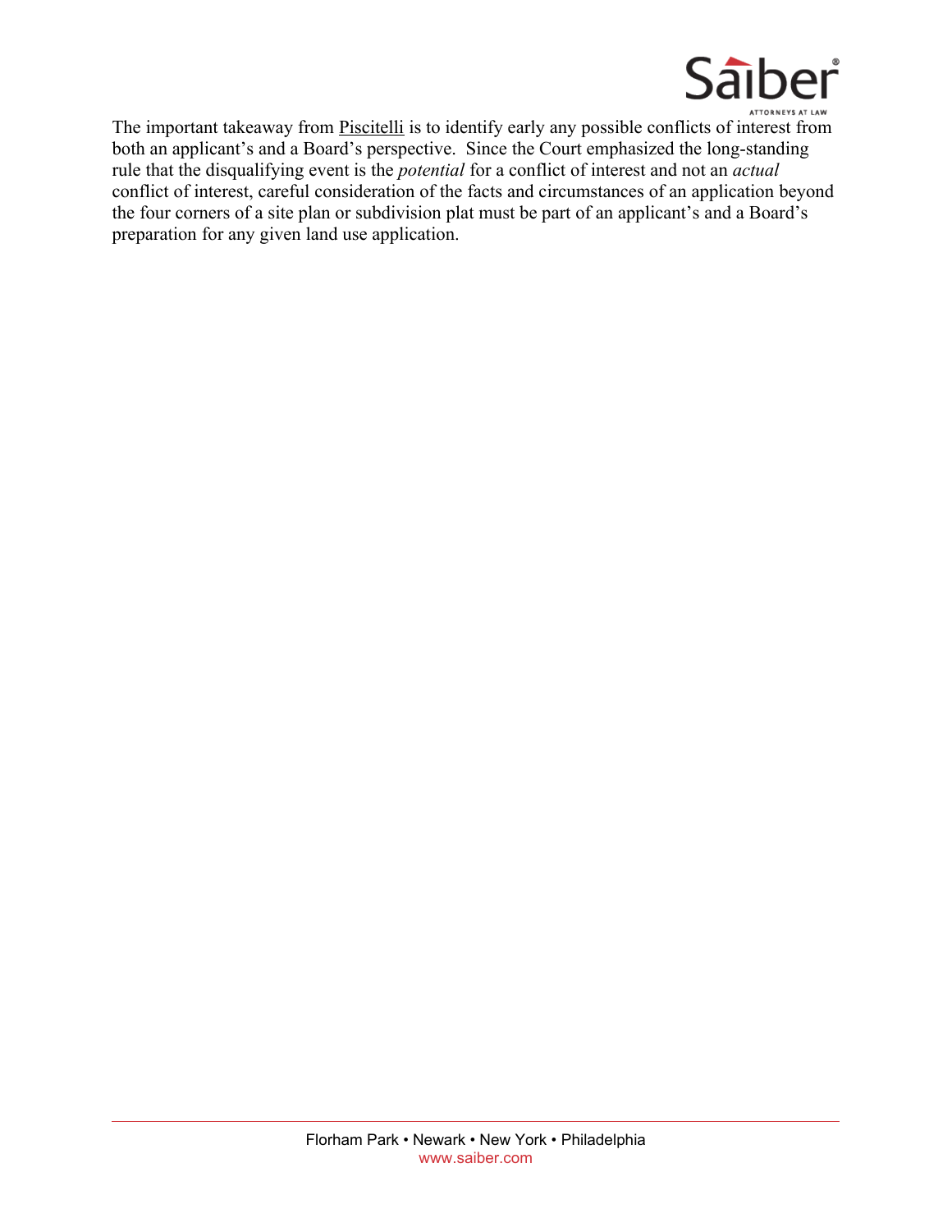The important takeaway from Piscitelli is to identify early any possible conflicts of interest from both an applicant's and a Board's perspective. Since the Court emphasized the long-standing rule that the disqualifying event is the *potential* for a conflict of interest and not an *actual* conflict of interest, careful consideration of the facts and circumstances of an application beyond the four corners of a site plan or subdivision plat must be part of an applicant's and a Board's preparation for any given land use application.